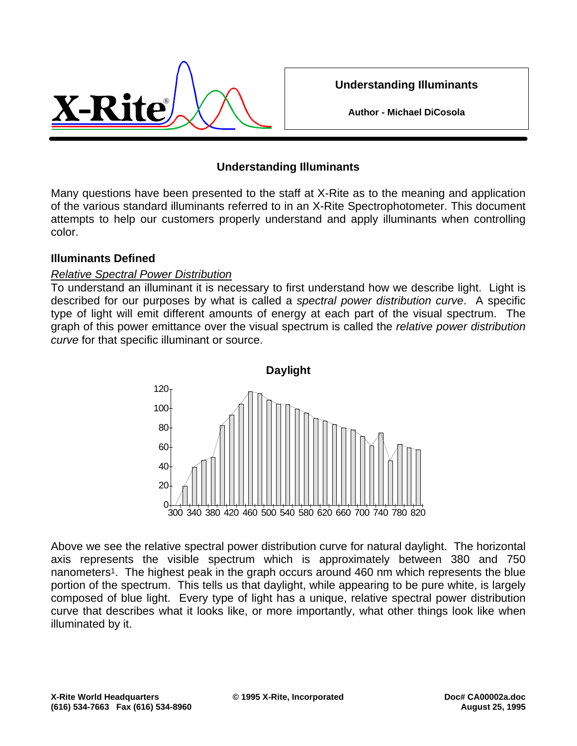# Understanding Illuminants

**Author - Michael DiCosola**

## Understanding Illuminants

Many questions have been presented to the staff at X-Rite as to the meaning and application of the various standard illuminants referred to in an X-Rite Spectrophotometer. This document attempts to help our customers properly understand and apply illuminants when controlling color.

### Illuminants Defined

*Relative Spectral Power Distribution*

To understand an illuminant it is necessary to first understand how we describe light. Light is described for our purposes by what is called a *spectral power distribution curve*. A specific type of light will emit different amounts of energy at each part of the visual spectrum. The graph of this power emittance over the visual spectrum is called the *relative power distribution curve* for that specific illuminant or source.

**Daylight**

Above we see the relative spectral power distribution curve for natural daylight. The horizontal axis represents the visible spectrum which is approximately between 380 and 750 nanometers[1]. The highest peak in the graph occurs around 460 nm which represents the blue portion of the spectrum. This tells us that daylight, while appearing to be pure white, is largely composed of blue light. Every type of light has a unique, relative spectral power distribution curve that describes what it looks like, or more importantly, what other things look like when illuminated by it.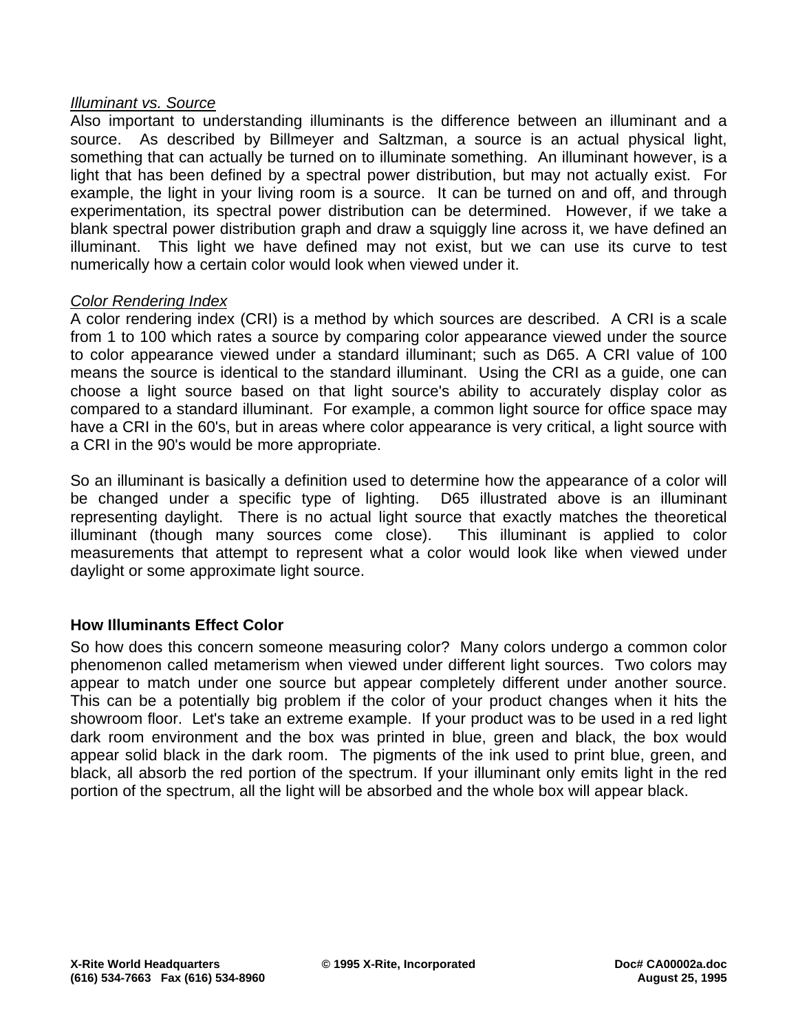*Illuminant vs. Source*

Also important to understanding illuminants is the difference between an illuminant and a source. As described by Billmeyer and Saltzman, a source is an actual physical light, something that can actually be turned on to illuminate something. An illuminant however, is a light that has been defined by a spectral power distribution, but may not actually exist. For example, the light in your living room is a source. It can be turned on and off, and through experimentation, its spectral power distribution can be determined. However, if we take a blank spectral power distribution graph and draw a squiggly line across it, we have defined an illuminant. This light we have defined may not exist, but we can use its curve to test numerically how a certain color would look when viewed under it.

*Color Rendering Index*

A color rendering index (CRI) is a method by which sources are described. A CRI is a scale from 1 to 100 which rates a source by comparing color appearance viewed under the source to color appearance viewed under a standard illuminant; such as D65. A CRI value of 100 means the source is identical to the standard illuminant. Using the CRI as a guide, one can choose a light source based on that light source's ability to accurately display color as compared to a standard illuminant. For example, a common light source for office space may have a CRI in the 60's, but in areas where color appearance is very critical, a light source with a CRI in the 90's would be more appropriate.

So an illuminant is basically a definition used to determine how the appearance of a color will be changed under a specific type of lighting. D65 illustrated above is an illuminant representing daylight. There is no actual light source that exactly matches the theoretical illuminant (though many sources come close). This illuminant is applied to color measurements that attempt to represent what a color would look like when viewed under daylight or some approximate light source.

## How Illuminants Effect Color

So how does this concern someone measuring color? Many colors undergo a common color phenomenon called metamerism when viewed under different light sources. Two colors may appear to match under one source but appear completely different under another source. This can be a potentially big problem if the color of your product changes when it hits the showroom floor. Let's take an extreme example. If your product was to be used in a red light dark room environment and the box was printed in blue, green and black, the box would appear solid black in the dark room. The pigments of the ink used to print blue, green, and black, all absorb the red portion of the spectrum. If your illuminant only emits light in the red portion of the spectrum, all the light will be absorbed and the whole box will appear black.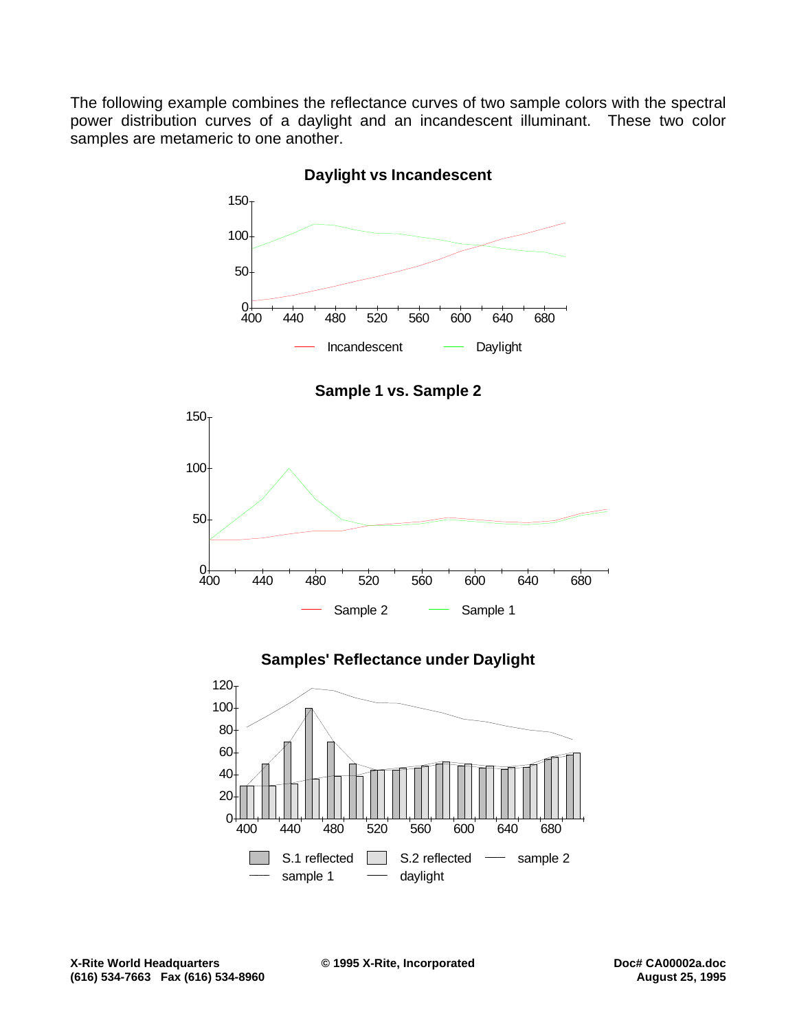The following example combines the reflectance curves of two sample colors with the spectral power distribution curves of a daylight and an incandescent illuminant. These two color samples are metameric to one another.

**Daylight vs Incandescent**

**Sample 1 vs. Sample 2**

**Samples' Reflectance under Daylight**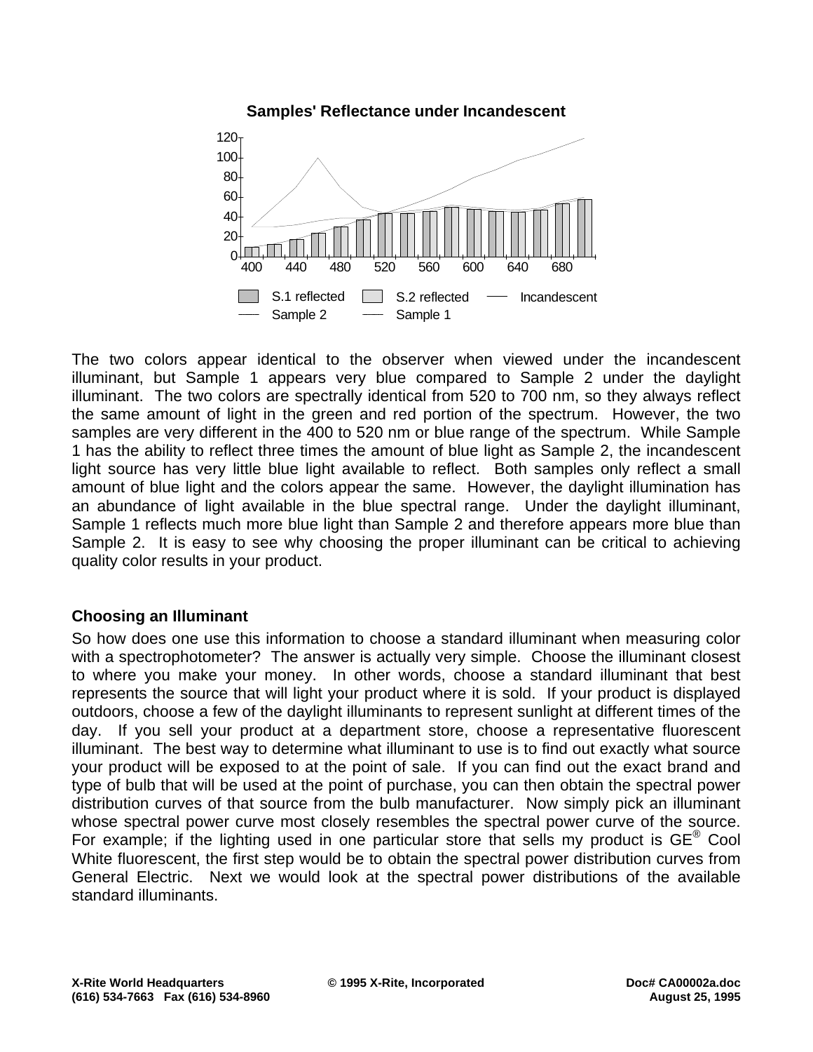**Samples' Reflectance under Incandescent**

The two colors appear identical to the observer when viewed under the incandescent illuminant, but Sample 1 appears very blue compared to Sample 2 under the daylight illuminant. The two colors are spectrally identical from 520 to 700 nm, so they always reflect the same amount of light in the green and red portion of the spectrum. However, the two samples are very different in the 400 to 520 nm or blue range of the spectrum. While Sample 1 has the ability to reflect three times the amount of blue light as Sample 2, the incandescent light source has very little blue light available to reflect. Both samples only reflect a small amount of blue light and the colors appear the same. However, the daylight illumination has an abundance of light available in the blue spectral range. Under the daylight illuminant, Sample 1 reflects much more blue light than Sample 2 and therefore appears more blue than Sample 2. It is easy to see why choosing the proper illuminant can be critical to achieving quality color results in your product.

### Choosing an Illuminant

So how does one use this information to choose a standard illuminant when measuring color with a spectrophotometer? The answer is actually very simple. Choose the illuminant closest to where you make your money. In other words, choose a standard illuminant that best represents the source that will light your product where it is sold. If your product is displayed outdoors, choose a few of the daylight illuminants to represent sunlight at different times of the day. If you sell your product at a department store, choose a representative fluorescent illuminant. The best way to determine what illuminant to use is to find out exactly what source your product will be exposed to at the point of sale. If you can find out the exact brand and type of bulb that will be used at the point of purchase, you can then obtain the spectral power distribution curves of that source from the bulb manufacturer. Now simply pick an illuminant whose spectral power curve most closely resembles the spectral power curve of the source. For example; if the lighting used in one particular store that sells my product is GE® Cool White fluorescent, the first step would be to obtain the spectral power distribution curves from General Electric. Next we would look at the spectral power distributions of the available standard illuminants.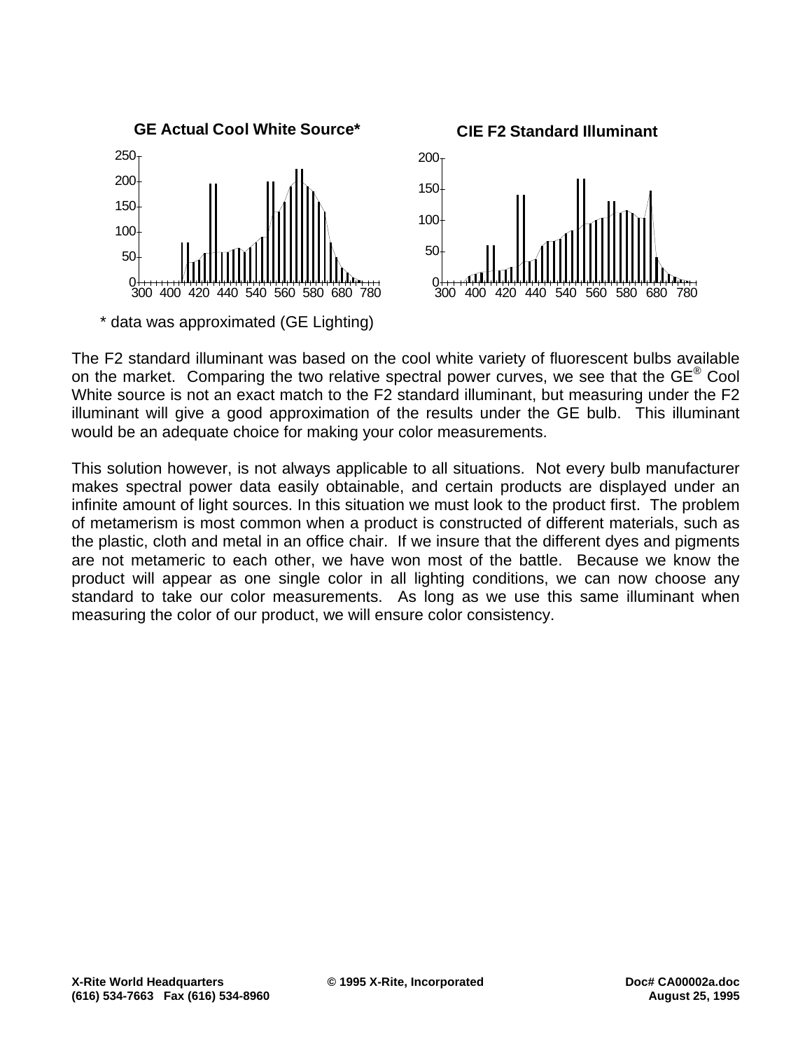**GE Actual Cool White Source***

**CIE F2 Standard Illuminant**

* data was approximated (GE Lighting)

The F2 standard illuminant was based on the cool white variety of fluorescent bulbs available on the market. Comparing the two relative spectral power curves, we see that the GE® Cool White source is not an exact match to the F2 standard illuminant, but measuring under the F2 illuminant will give a good approximation of the results under the GE bulb. This illuminant would be an adequate choice for making your color measurements.

This solution however, is not always applicable to all situations. Not every bulb manufacturer makes spectral power data easily obtainable, and certain products are displayed under an infinite amount of light sources. In this situation we must look to the product first. The problem of metamerism is most common when a product is constructed of different materials, such as the plastic, cloth and metal in an office chair. If we insure that the different dyes and pigments are not metameric to each other, we have won most of the battle. Because we know the product will appear as one single color in all lighting conditions, we can now choose any standard to take our color measurements. As long as we use this same illuminant when measuring the color of our product, we will ensure color consistency.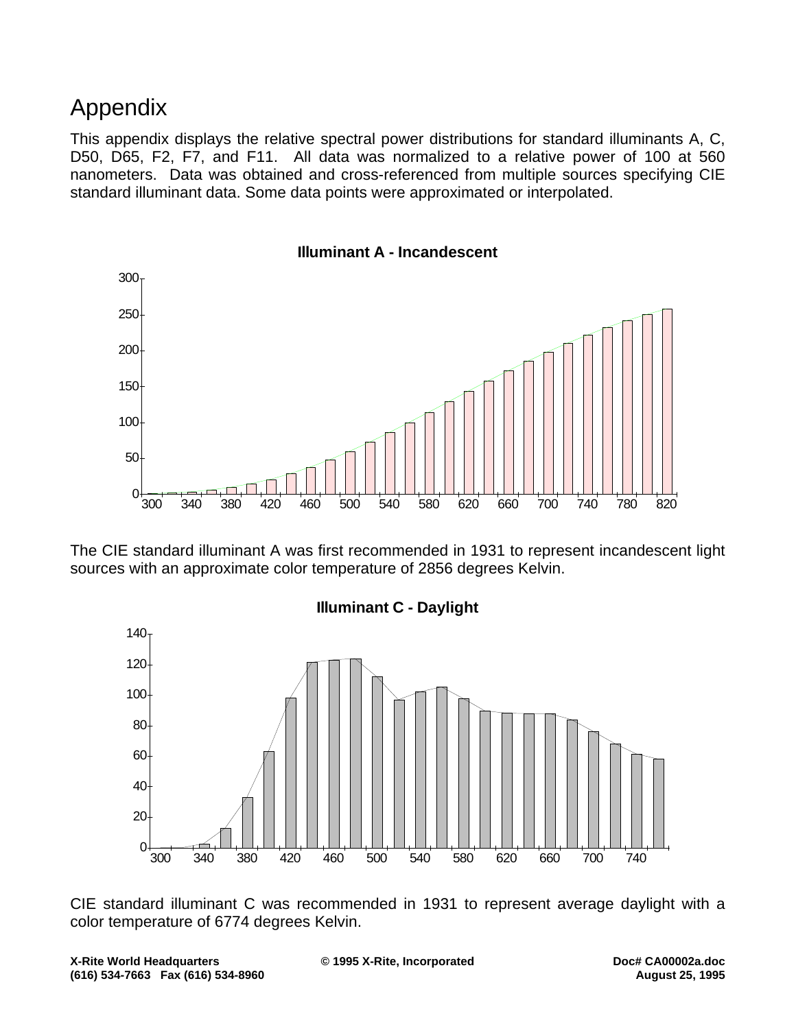# Appendix

This appendix displays the relative spectral power distributions for standard illuminants A, C, D50, D65, F2, F7, and F11. All data was normalized to a relative power of 100 at 560 nanometers. Data was obtained and cross-referenced from multiple sources specifying CIE standard illuminant data. Some data points were approximated or interpolated.

**Illuminant A - Incandescent**

The CIE standard illuminant A was first recommended in 1931 to represent incandescent light sources with an approximate color temperature of 2856 degrees Kelvin.

**Illuminant C - Daylight**

CIE standard illuminant C was recommended in 1931 to represent average daylight with a color temperature of 6774 degrees Kelvin.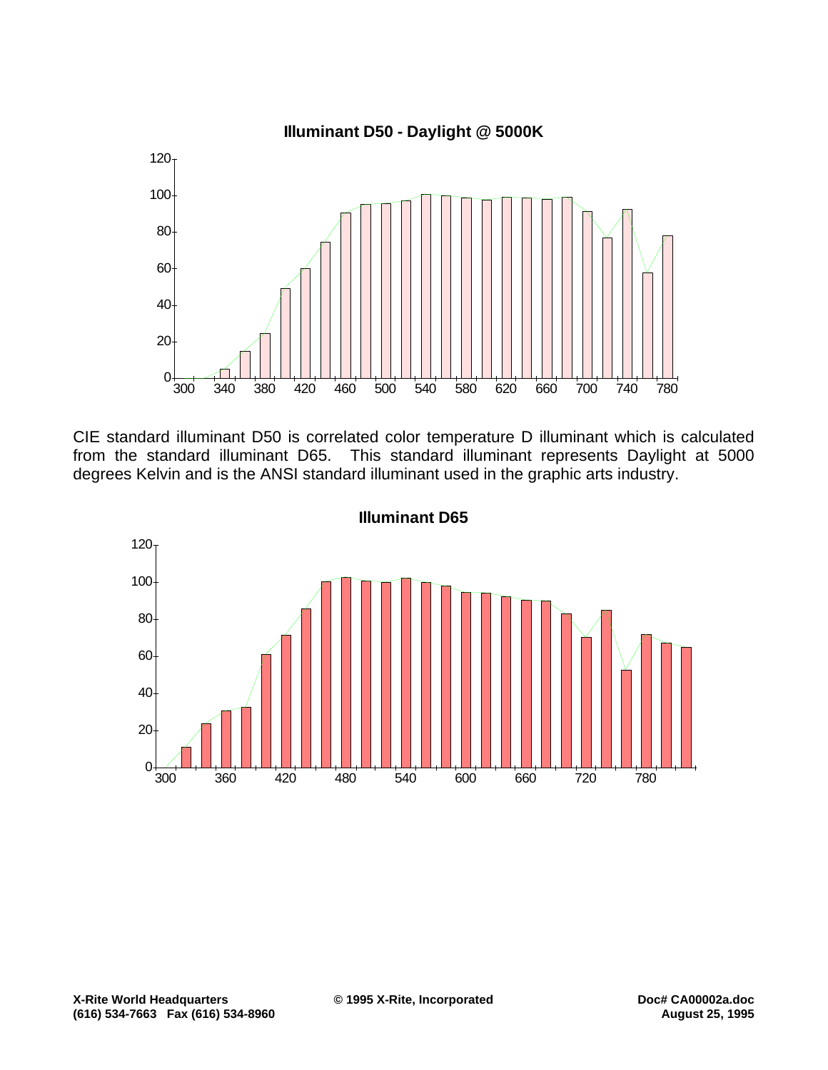**Illuminant D50 - Daylight @ 5000K**

CIE standard illuminant D50 is correlated color temperature D illuminant which is calculated from the standard illuminant D65. This standard illuminant represents Daylight at 5000 degrees Kelvin and is the ANSI standard illuminant used in the graphic arts industry.

**Illuminant D65**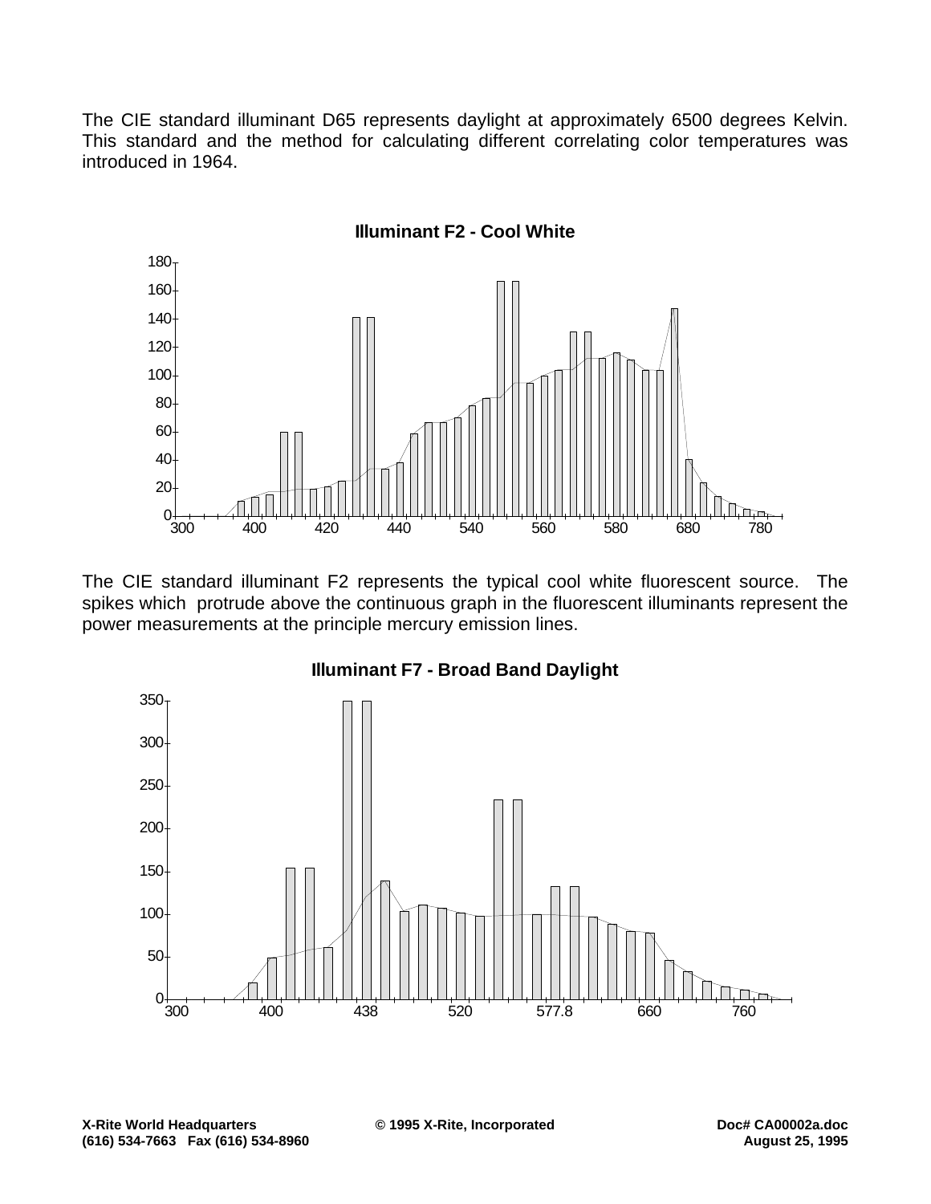The CIE standard illuminant D65 represents daylight at approximately 6500 degrees Kelvin. This standard and the method for calculating different correlating color temperatures was introduced in 1964.

**Illuminant F2 - Cool White**

The CIE standard illuminant F2 represents the typical cool white fluorescent source. The spikes which protrude above the continuous graph in the fluorescent illuminants represent the power measurements at the principle mercury emission lines.

**Illuminant F7 - Broad Band Daylight**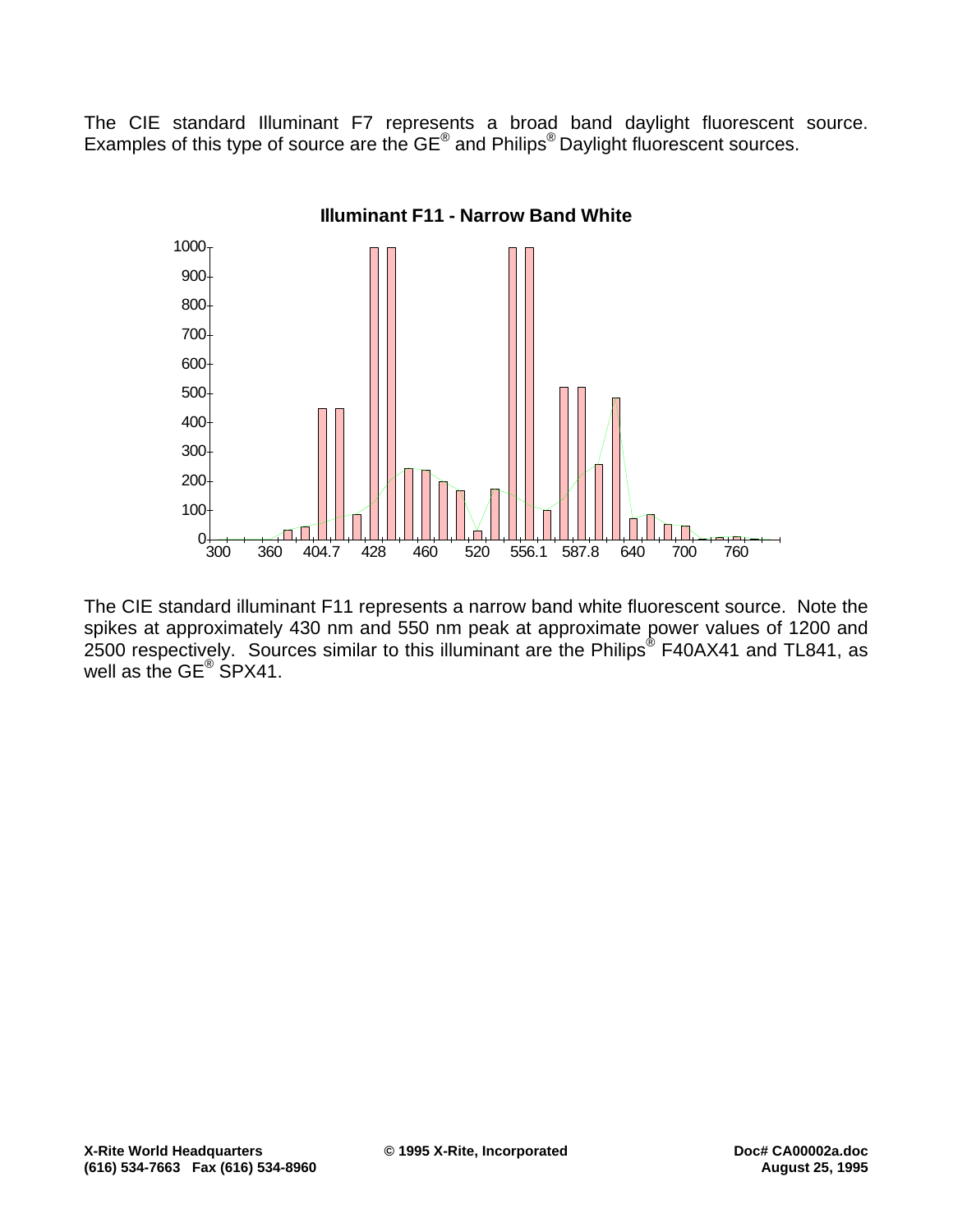The CIE standard Illuminant F7 represents a broad band daylight fluorescent source. Examples of this type of source are the GE® and Philips® Daylight fluorescent sources.

**Illuminant F11 - Narrow Band White**

The CIE standard illuminant F11 represents a narrow band white fluorescent source. Note the spikes at approximately 430 nm and 550 nm peak at approximate power values of 1200 and 2500 respectively. Sources similar to this illuminant are the Philips® F40AX41 and TL841, as well as the GE® SPX41.

**X-Rite World Headquarters**
**(616) 534-7663 Fax (616) 534-8960**

**© 1995 X-Rite, Incorporated**

**Doc# CA00002a.doc**
**August 25, 1995**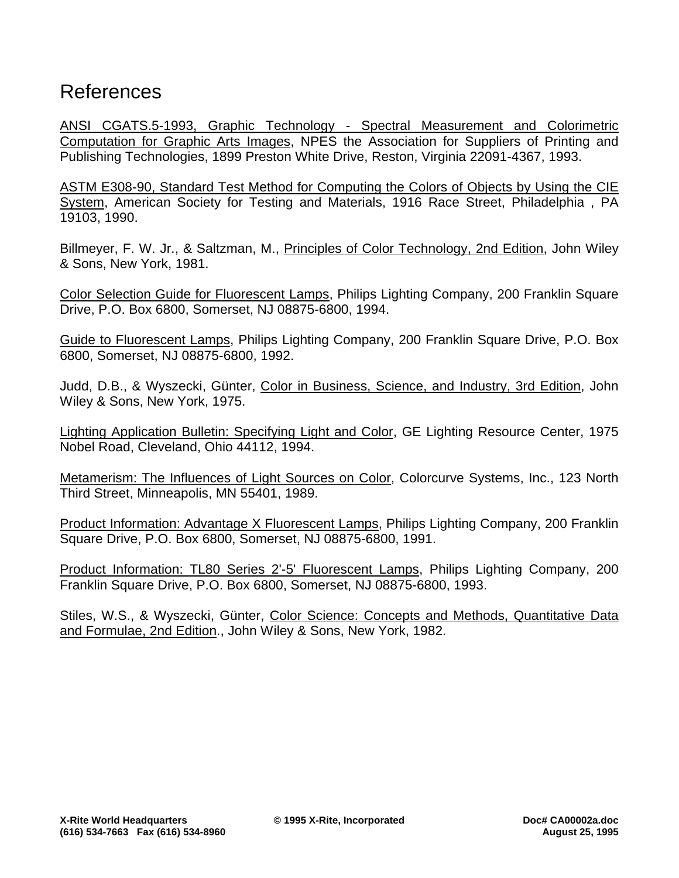# References

ANSI CGATS.5-1993, Graphic Technology - Spectral Measurement and Colorimetric Computation for Graphic Arts Images, NPES the Association for Suppliers of Printing and Publishing Technologies, 1899 Preston White Drive, Reston, Virginia 22091-4367, 1993.

ASTM E308-90, Standard Test Method for Computing the Colors of Objects by Using the CIE System, American Society for Testing and Materials, 1916 Race Street, Philadelphia , PA 19103, 1990.

Billmeyer, F. W. Jr., & Saltzman, M., Principles of Color Technology, 2nd Edition, John Wiley & Sons, New York, 1981.

Color Selection Guide for Fluorescent Lamps, Philips Lighting Company, 200 Franklin Square Drive, P.O. Box 6800, Somerset, NJ 08875-6800, 1994.

Guide to Fluorescent Lamps, Philips Lighting Company, 200 Franklin Square Drive, P.O. Box 6800, Somerset, NJ 08875-6800, 1992.

Judd, D.B., & Wyszecki, Günter, Color in Business, Science, and Industry, 3rd Edition, John Wiley & Sons, New York, 1975.

Lighting Application Bulletin: Specifying Light and Color, GE Lighting Resource Center, 1975 Nobel Road, Cleveland, Ohio 44112, 1994.

Metamerism: The Influences of Light Sources on Color, Colorcurve Systems, Inc., 123 North Third Street, Minneapolis, MN 55401, 1989.

Product Information: Advantage X Fluorescent Lamps, Philips Lighting Company, 200 Franklin Square Drive, P.O. Box 6800, Somerset, NJ 08875-6800, 1991.

Product Information: TL80 Series 2'-5' Fluorescent Lamps, Philips Lighting Company, 200 Franklin Square Drive, P.O. Box 6800, Somerset, NJ 08875-6800, 1993.

Stiles, W.S., & Wyszecki, Günter, Color Science: Concepts and Methods, Quantitative Data and Formulae, 2nd Edition., John Wiley & Sons, New York, 1982.